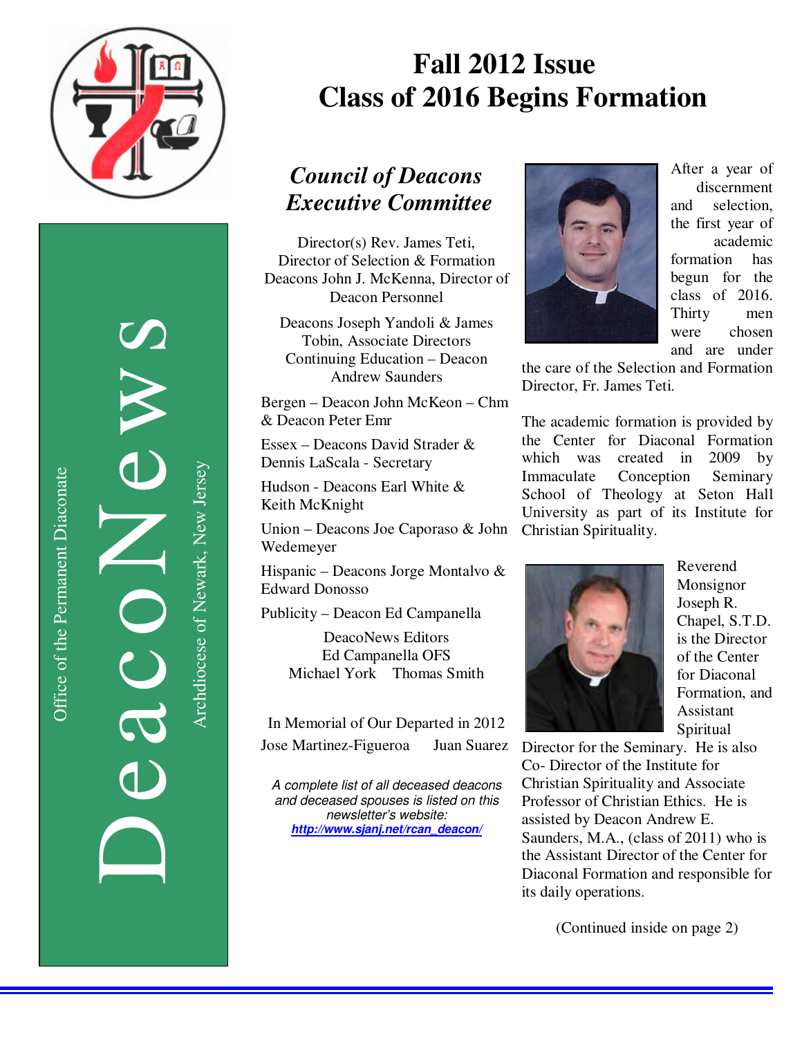DeacoNews

Office of the Permanent Diaconate

Archdiocese of Newark, New Jersey

# Fall 2012 Issue
# Class of 2016 Begins Formation

## *Council of Deacons Executive Committee*

Director(s) Rev. James Teti, Director of Selection & Formation
Deacons John J. McKenna, Director of Deacon Personnel

Deacons Joseph Yandoli & James Tobin, Associate Directors
Continuing Education – Deacon Andrew Saunders

Bergen – Deacon John McKeon – Chm & Deacon Peter Emr

Essex – Deacons David Strader & Dennis LaScala - Secretary

Hudson - Deacons Earl White & Keith McKnight

Union – Deacons Joe Caporaso & John Wedemeyer

Hispanic – Deacons Jorge Montalvo & Edward Donosso

Publicity – Deacon Ed Campanella

DeacoNews Editors
Ed Campanella OFS
Michael York Thomas Smith

In Memorial of Our Departed in 2012
Jose Martinez-Figueroa Juan Suarez

*A complete list of all deceased deacons and deceased spouses is listed on this newsletter's website:*
***http://www.sjanj.net/rcan_deacon/***

After a year of discernment and selection, the first year of academic formation has begun for the class of 2016. Thirty men were chosen and are under the care of the Selection and Formation Director, Fr. James Teti.

The academic formation is provided by the Center for Diaconal Formation which was created in 2009 by Immaculate Conception Seminary School of Theology at Seton Hall University as part of its Institute for Christian Spirituality.

Reverend Monsignor Joseph R. Chapel, S.T.D. is the Director of the Center for Diaconal Formation, and Assistant Spiritual Director for the Seminary. He is also Co- Director of the Institute for Christian Spirituality and Associate Professor of Christian Ethics. He is assisted by Deacon Andrew E. Saunders, M.A., (class of 2011) who is the Assistant Director of the Center for Diaconal Formation and responsible for its daily operations.

(Continued inside on page 2)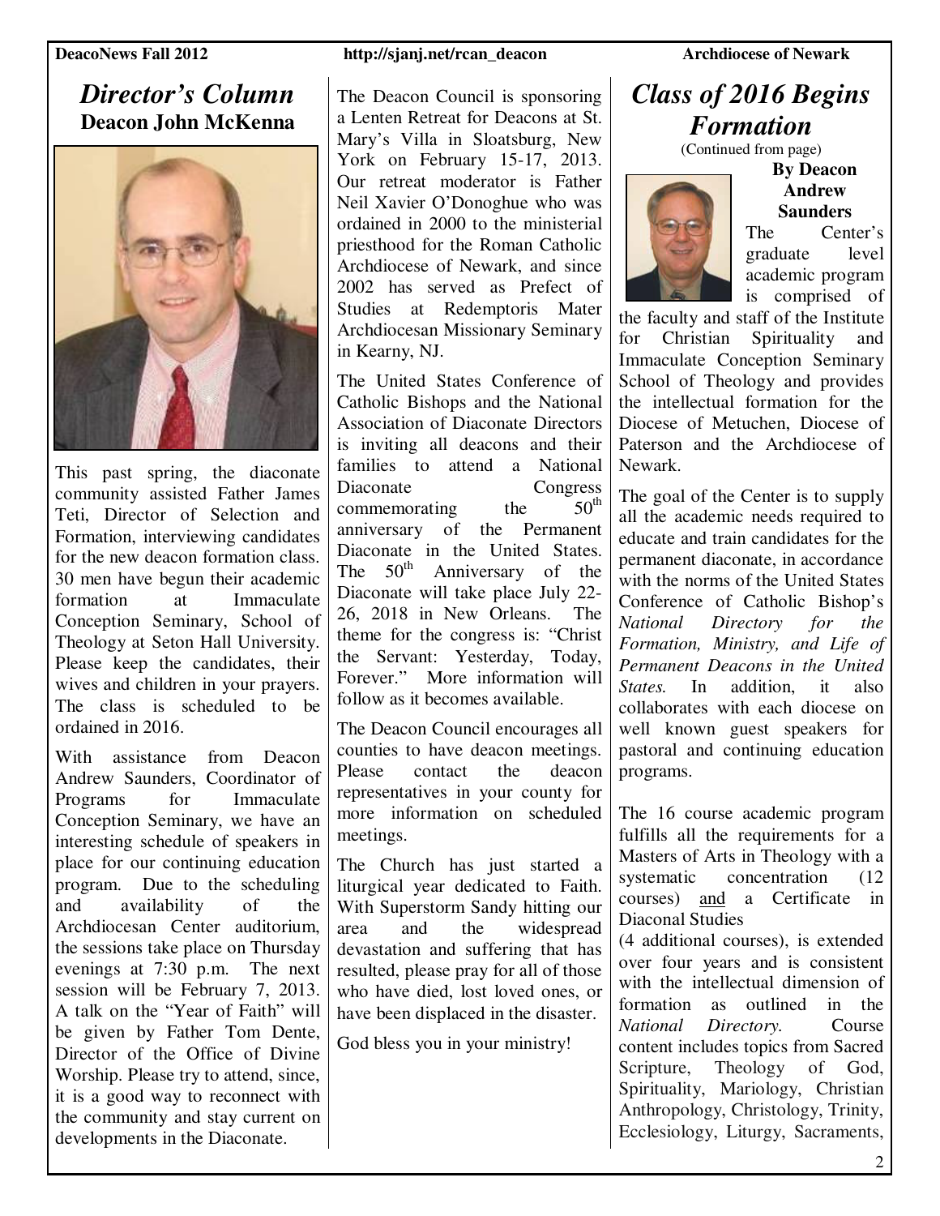## *Director's Column*

**Deacon John McKenna**

This past spring, the diaconate community assisted Father James Teti, Director of Selection and Formation, interviewing candidates for the new deacon formation class. 30 men have begun their academic formation at Immaculate Conception Seminary, School of Theology at Seton Hall University. Please keep the candidates, their wives and children in your prayers. The class is scheduled to be ordained in 2016.

With assistance from Deacon Andrew Saunders, Coordinator of Programs for Immaculate Conception Seminary, we have an interesting schedule of speakers in place for our continuing education program. Due to the scheduling and availability of the Archdiocesan Center auditorium, the sessions take place on Thursday evenings at 7:30 p.m. The next session will be February 7, 2013. A talk on the "Year of Faith" will be given by Father Tom Dente, Director of the Office of Divine Worship. Please try to attend, since, it is a good way to reconnect with the community and stay current on developments in the Diaconate.

The Deacon Council is sponsoring a Lenten Retreat for Deacons at St. Mary's Villa in Sloatsburg, New York on February 15-17, 2013. Our retreat moderator is Father Neil Xavier O'Donoghue who was ordained in 2000 to the ministerial priesthood for the Roman Catholic Archdiocese of Newark, and since 2002 has served as Prefect of Studies at Redemptoris Mater Archdiocesan Missionary Seminary in Kearny, NJ.

The United States Conference of Catholic Bishops and the National Association of Diaconate Directors is inviting all deacons and their families to attend a National Diaconate Congress commemorating the 50th anniversary of the Permanent Diaconate in the United States. The 50th Anniversary of the Diaconate will take place July 22-26, 2018 in New Orleans. The theme for the congress is: "Christ the Servant: Yesterday, Today, Forever." More information will follow as it becomes available.

The Deacon Council encourages all counties to have deacon meetings. Please contact the deacon representatives in your county for more information on scheduled meetings.

The Church has just started a liturgical year dedicated to Faith. With Superstorm Sandy hitting our area and the widespread devastation and suffering that has resulted, please pray for all of those who have died, lost loved ones, or have been displaced in the disaster.

God bless you in your ministry!

## *Class of 2016 Begins Formation*

(Continued from page)

**By Deacon Andrew Saunders**

The Center's graduate level academic program is comprised of the faculty and staff of the Institute for Christian Spirituality and Immaculate Conception Seminary School of Theology and provides the intellectual formation for the Diocese of Metuchen, Diocese of Paterson and the Archdiocese of Newark.

The goal of the Center is to supply all the academic needs required to educate and train candidates for the permanent diaconate, in accordance with the norms of the United States Conference of Catholic Bishop's *National Directory for the Formation, Ministry, and Life of Permanent Deacons in the United States.* In addition, it also collaborates with each diocese on well known guest speakers for pastoral and continuing education programs.

The 16 course academic program fulfills all the requirements for a Masters of Arts in Theology with a systematic concentration (12 courses) <u>and</u> a Certificate in Diaconal Studies (4 additional courses), is extended over four years and is consistent with the intellectual dimension of formation as outlined in the *National Directory.* Course content includes topics from Sacred Scripture, Theology of God, Spirituality, Mariology, Christian Anthropology, Christology, Trinity, Ecclesiology, Liturgy, Sacraments,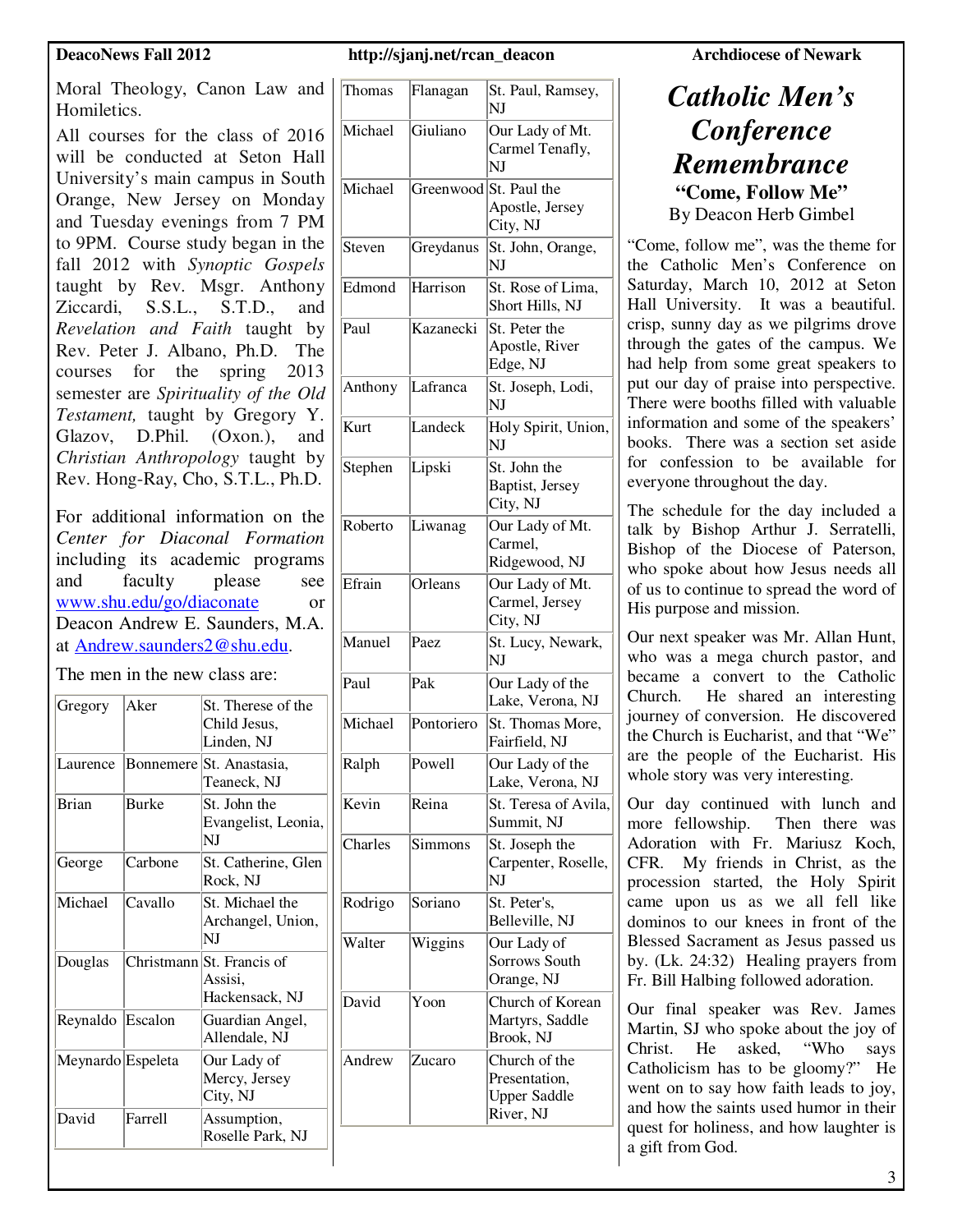Moral Theology, Canon Law and Homiletics.

All courses for the class of 2016 will be conducted at Seton Hall University's main campus in South Orange, New Jersey on Monday and Tuesday evenings from 7 PM to 9PM. Course study began in the fall 2012 with *Synoptic Gospels* taught by Rev. Msgr. Anthony Ziccardi, S.S.L., S.T.D., and *Revelation and Faith* taught by Rev. Peter J. Albano, Ph.D. The courses for the spring 2013 semester are *Spirituality of the Old Testament,* taught by Gregory Y. Glazov, D.Phil. (Oxon.), and *Christian Anthropology* taught by Rev. Hong-Ray, Cho, S.T.L., Ph.D.

For additional information on the *Center for Diaconal Formation* including its academic programs and faculty please see www.shu.edu/go/diaconate or Deacon Andrew E. Saunders, M.A. at Andrew.saunders2@shu.edu.

The men in the new class are:

| First | Last | Parish |
|---|---|---|
| Gregory | Aker | St. Therese of the Child Jesus, Linden, NJ |
| Laurence | Bonnemere | St. Anastasia, Teaneck, NJ |
| Brian | Burke | St. John the Evangelist, Leonia, NJ |
| George | Carbone | St. Catherine, Glen Rock, NJ |
| Michael | Cavallo | St. Michael the Archangel, Union, NJ |
| Douglas | Christmann | St. Francis of Assisi, Hackensack, NJ |
| Reynaldo | Escalon | Guardian Angel, Allendale, NJ |
| Meynardo | Espeleta | Our Lady of Mercy, Jersey City, NJ |
| David | Farrell | Assumption, Roselle Park, NJ |
| Thomas | Flanagan | St. Paul, Ramsey, NJ |
| Michael | Giuliano | Our Lady of Mt. Carmel Tenafly, NJ |
| Michael | Greenwood | St. Paul the Apostle, Jersey City, NJ |
| Steven | Greydanus | St. John, Orange, NJ |
| Edmond | Harrison | St. Rose of Lima, Short Hills, NJ |
| Paul | Kazanecki | St. Peter the Apostle, River Edge, NJ |
| Anthony | Lafranca | St. Joseph, Lodi, NJ |
| Kurt | Landeck | Holy Spirit, Union, NJ |
| Stephen | Lipski | St. John the Baptist, Jersey City, NJ |
| Roberto | Liwanag | Our Lady of Mt. Carmel, Ridgewood, NJ |
| Efrain | Orleans | Our Lady of Mt. Carmel, Jersey City, NJ |
| Manuel | Paez | St. Lucy, Newark, NJ |
| Paul | Pak | Our Lady of the Lake, Verona, NJ |
| Michael | Pontoriero | St. Thomas More, Fairfield, NJ |
| Ralph | Powell | Our Lady of the Lake, Verona, NJ |
| Kevin | Reina | St. Teresa of Avila, Summit, NJ |
| Charles | Simmons | St. Joseph the Carpenter, Roselle, NJ |
| Rodrigo | Soriano | St. Peter's, Belleville, NJ |
| Walter | Wiggins | Our Lady of Sorrows South Orange, NJ |
| David | Yoon | Church of Korean Martyrs, Saddle Brook, NJ |
| Andrew | Zucaro | Church of the Presentation, Upper Saddle River, NJ |

# *Catholic Men's Conference Remembrance*

**"Come, Follow Me"**

By Deacon Herb Gimbel

"Come, follow me", was the theme for the Catholic Men's Conference on Saturday, March 10, 2012 at Seton Hall University. It was a beautiful. crisp, sunny day as we pilgrims drove through the gates of the campus. We had help from some great speakers to put our day of praise into perspective. There were booths filled with valuable information and some of the speakers' books. There was a section set aside for confession to be available for everyone throughout the day.

The schedule for the day included a talk by Bishop Arthur J. Serratelli, Bishop of the Diocese of Paterson, who spoke about how Jesus needs all of us to continue to spread the word of His purpose and mission.

Our next speaker was Mr. Allan Hunt, who was a mega church pastor, and became a convert to the Catholic Church. He shared an interesting journey of conversion. He discovered the Church is Eucharist, and that "We" are the people of the Eucharist. His whole story was very interesting.

Our day continued with lunch and more fellowship. Then there was Adoration with Fr. Mariusz Koch, CFR. My friends in Christ, as the procession started, the Holy Spirit came upon us as we all fell like dominos to our knees in front of the Blessed Sacrament as Jesus passed us by. (Lk. 24:32) Healing prayers from Fr. Bill Halbing followed adoration.

Our final speaker was Rev. James Martin, SJ who spoke about the joy of Christ. He asked, "Who says Catholicism has to be gloomy?" He went on to say how faith leads to joy, and how the saints used humor in their quest for holiness, and how laughter is a gift from God.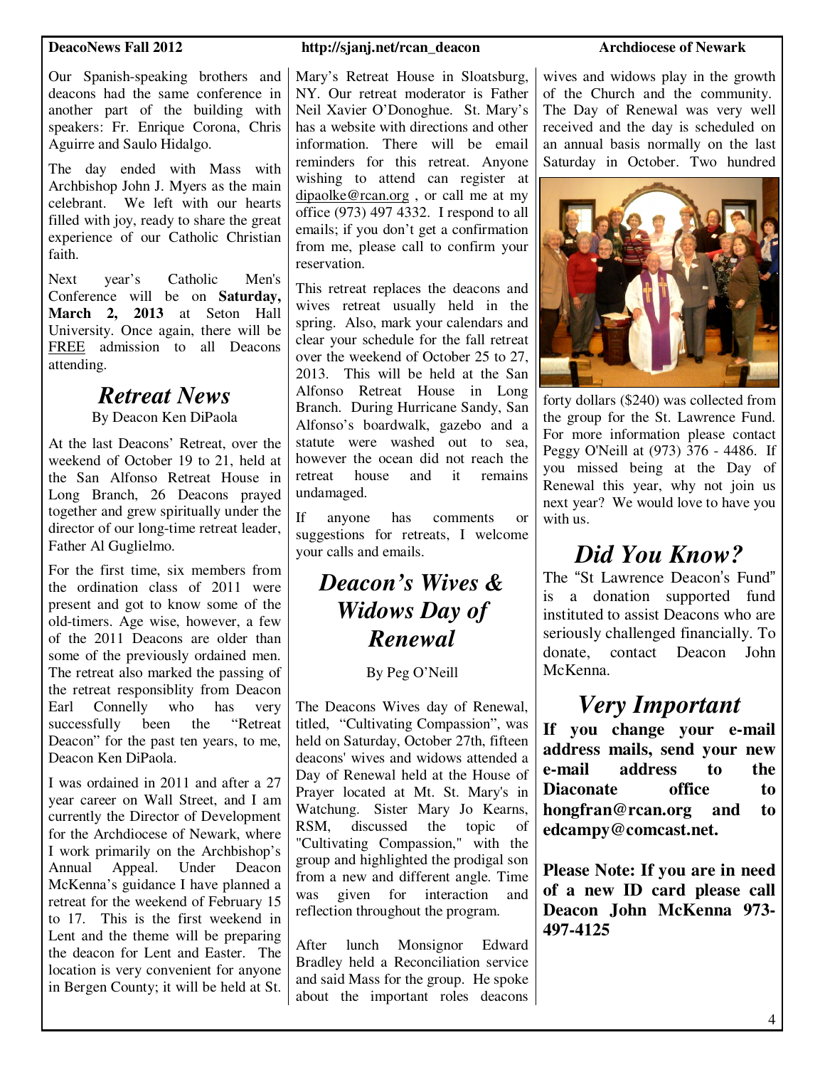Our Spanish-speaking brothers and deacons had the same conference in another part of the building with speakers: Fr. Enrique Corona, Chris Aguirre and Saulo Hidalgo.

The day ended with Mass with Archbishop John J. Myers as the main celebrant. We left with our hearts filled with joy, ready to share the great experience of our Catholic Christian faith.

Next year's Catholic Men's Conference will be on **Saturday, March 2, 2013** at Seton Hall University. Once again, there will be FREE admission to all Deacons attending.

## *Retreat News*

By Deacon Ken DiPaola

At the last Deacons' Retreat, over the weekend of October 19 to 21, held at the San Alfonso Retreat House in Long Branch, 26 Deacons prayed together and grew spiritually under the director of our long-time retreat leader, Father Al Guglielmo.

For the first time, six members from the ordination class of 2011 were present and got to know some of the old-timers. Age wise, however, a few of the 2011 Deacons are older than some of the previously ordained men. The retreat also marked the passing of the retreat responsiblity from Deacon Earl Connelly who has very successfully been the "Retreat Deacon" for the past ten years, to me, Deacon Ken DiPaola.

I was ordained in 2011 and after a 27 year career on Wall Street, and I am currently the Director of Development for the Archdiocese of Newark, where I work primarily on the Archbishop's Annual Appeal. Under Deacon McKenna's guidance I have planned a retreat for the weekend of February 15 to 17. This is the first weekend in Lent and the theme will be preparing the deacon for Lent and Easter. The location is very convenient for anyone in Bergen County; it will be held at St. Mary's Retreat House in Sloatsburg, NY. Our retreat moderator is Father Neil Xavier O'Donoghue. St. Mary's has a website with directions and other information. There will be email reminders for this retreat. Anyone wishing to attend can register at dipaolke@rcan.org , or call me at my office (973) 497 4332. I respond to all emails; if you don't get a confirmation from me, please call to confirm your reservation.

This retreat replaces the deacons and wives retreat usually held in the spring. Also, mark your calendars and clear your schedule for the fall retreat over the weekend of October 25 to 27, 2013. This will be held at the San Alfonso Retreat House in Long Branch. During Hurricane Sandy, San Alfonso's boardwalk, gazebo and a statute were washed out to sea, however the ocean did not reach the retreat house and it remains undamaged.

If anyone has comments or suggestions for retreats, I welcome your calls and emails.

## *Deacon's Wives & Widows Day of Renewal*

By Peg O'Neill

The Deacons Wives day of Renewal, titled, "Cultivating Compassion", was held on Saturday, October 27th, fifteen deacons' wives and widows attended a Day of Renewal held at the House of Prayer located at Mt. St. Mary's in Watchung. Sister Mary Jo Kearns, RSM, discussed the topic of "Cultivating Compassion," with the group and highlighted the prodigal son from a new and different angle. Time was given for interaction and reflection throughout the program.

After lunch Monsignor Edward Bradley held a Reconciliation service and said Mass for the group. He spoke about the important roles deacons wives and widows play in the growth of the Church and the community. The Day of Renewal was very well received and the day is scheduled on an annual basis normally on the last Saturday in October. Two hundred forty dollars ($240) was collected from the group for the St. Lawrence Fund. For more information please contact Peggy O'Neill at (973) 376 - 4486. If you missed being at the Day of Renewal this year, why not join us next year? We would love to have you with us.

## *Did You Know?*

The "St Lawrence Deacon's Fund" is a donation supported fund instituted to assist Deacons who are seriously challenged financially. To donate, contact Deacon John McKenna.

## *Very Important*

**If you change your e-mail address mails, send your new e-mail address to the Diaconate office to hongfran@rcan.org and to edcampy@comcast.net.**

**Please Note: If you are in need of a new ID card please call Deacon John McKenna 973-497-4125**